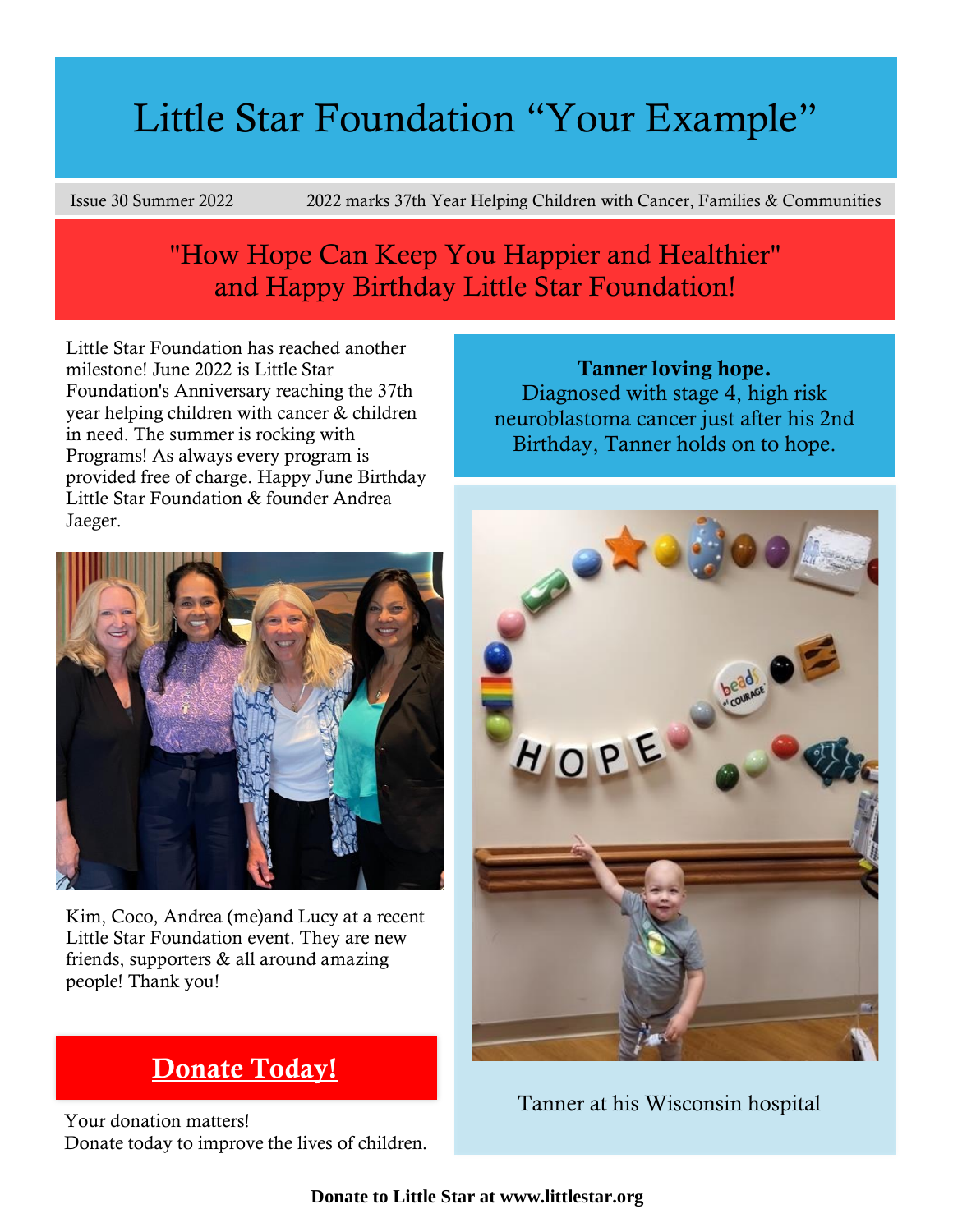# Little Star Foundation "Your Example"

Issue 30 Summer 2022 — 2022 marks 37th Year Helping Children with Cancer, Families & Communities

## "How Hope Can Keep You Happier and Healthier" and Happy Birthday Little Star Foundation!

Little Star Foundation has reached another milestone! June 2022 is Little Star Foundation's Anniversary reaching the 37th year helping children with cancer & children in need. The summer is rocking with Programs! As always every program is provided free of charge. Happy June Birthday Little Star Foundation & founder Andrea Jaeger.

Kim, Coco, Andrea (me)and Lucy at a recent Little Star Foundation event. They are new friends, supporters & all around amazing people! Thank you!

**Donate Today!**

Your donation matters!
Donate today to improve the lives of children.

**Tanner loving hope.**
Diagnosed with stage 4, high risk neuroblastoma cancer just after his 2nd Birthday, Tanner holds on to hope.

Tanner at his Wisconsin hospital

**Donate to Little Star at www.littlestar.org**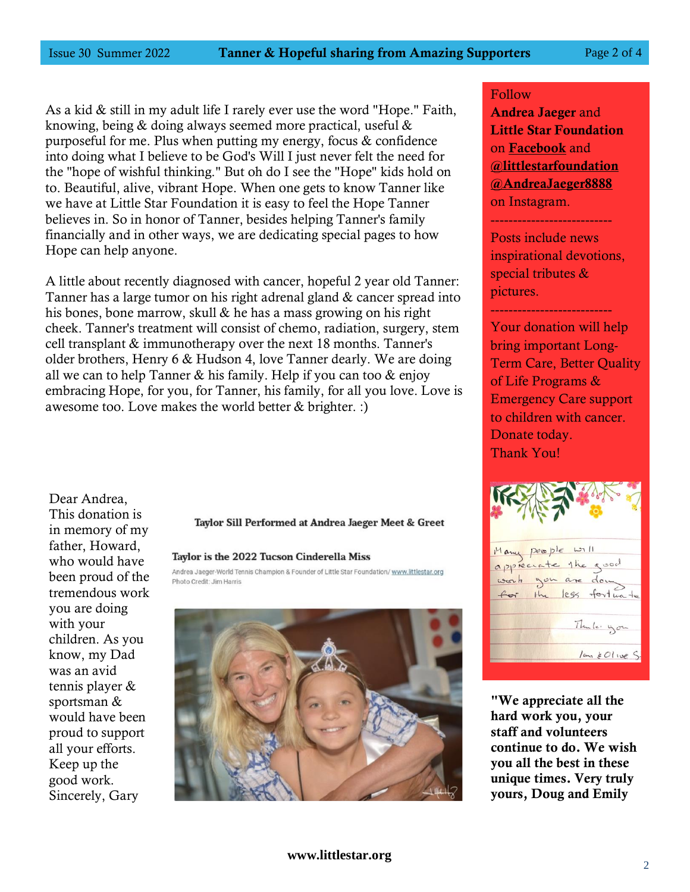As a kid & still in my adult life I rarely ever use the word "Hope." Faith, knowing, being & doing always seemed more practical, useful & purposeful for me. Plus when putting my energy, focus & confidence into doing what I believe to be God's Will I just never felt the need for the "hope of wishful thinking." But oh do I see the "Hope" kids hold on to. Beautiful, alive, vibrant Hope. When one gets to know Tanner like we have at Little Star Foundation it is easy to feel the Hope Tanner believes in. So in honor of Tanner, besides helping Tanner's family financially and in other ways, we are dedicating special pages to how Hope can help anyone.

A little about recently diagnosed with cancer, hopeful 2 year old Tanner: Tanner has a large tumor on his right adrenal gland & cancer spread into his bones, bone marrow, skull & he has a mass growing on his right cheek. Tanner's treatment will consist of chemo, radiation, surgery, stem cell transplant & immunotherapy over the next 18 months. Tanner's older brothers, Henry 6 & Hudson 4, love Tanner dearly. We are doing all we can to help Tanner & his family. Help if you can too & enjoy embracing Hope, for you, for Tanner, his family, for all you love. Love is awesome too. Love makes the world better & brighter. :)

Dear Andrea,
This donation is in memory of my father, Howard, who would have been proud of the tremendous work you are doing with your children. As you know, my Dad was an avid tennis player & sportsman & would have been proud to support all your efforts. Keep up the good work.
Sincerely, Gary

**Taylor Sill Performed at Andrea Jaeger Meet & Greet**

**Taylor is the 2022 Tucson Cinderella Miss**

Andrea Jaeger-World Tennis Champion & Founder of Little Star Foundation/ www.littlestar.org
Photo Credit: Jim Harris

Follow **Andrea Jaeger** and **Little Star Foundation** on **Facebook** and **@littlestarfoundation** **@AndreaJaeger8888** on Instagram.

---

Posts include news inspirational devotions, special tributes & pictures.

---

Your donation will help bring important Long-Term Care, Better Quality of Life Programs & Emergency Care support to children with cancer. Donate today. Thank You!

Many people will appreciate the good work you are doing for the less fortunate

Thank you

Ian & Olive S.

**"We appreciate all the hard work you, your staff and volunteers continue to do. We wish you all the best in these unique times. Very truly yours, Doug and Emily**

www.littlestar.org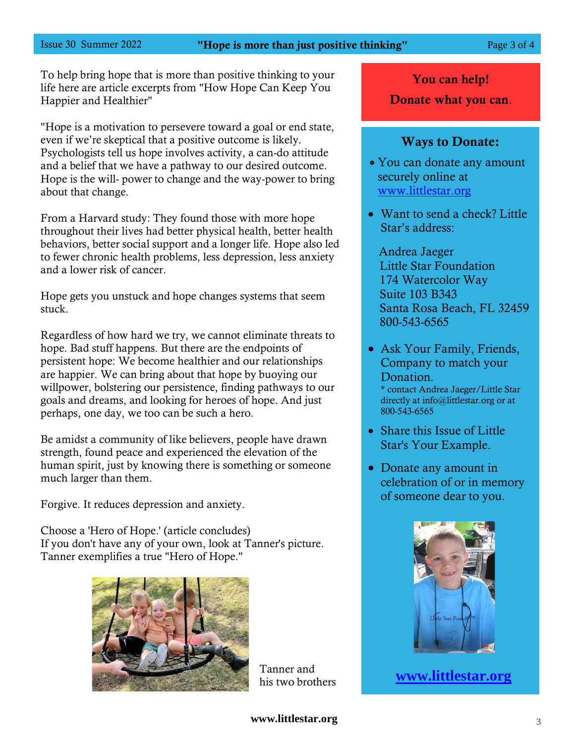To help bring hope that is more than positive thinking to your life here are article excerpts from "How Hope Can Keep You Happier and Healthier"

"Hope is a motivation to persevere toward a goal or end state, even if we're skeptical that a positive outcome is likely. Psychologists tell us hope involves activity, a can-do attitude and a belief that we have a pathway to our desired outcome. Hope is the will- power to change and the way-power to bring about that change.

From a Harvard study: They found those with more hope throughout their lives had better physical health, better health behaviors, better social support and a longer life. Hope also led to fewer chronic health problems, less depression, less anxiety and a lower risk of cancer.

Hope gets you unstuck and hope changes systems that seem stuck.

Regardless of how hard we try, we cannot eliminate threats to hope. Bad stuff happens. But there are the endpoints of persistent hope: We become healthier and our relationships are happier. We can bring about that hope by buoying our willpower, bolstering our persistence, finding pathways to our goals and dreams, and looking for heroes of hope. And just perhaps, one day, we too can be such a hero.

Be amidst a community of like believers, people have drawn strength, found peace and experienced the elevation of the human spirit, just by knowing there is something or someone much larger than them.

Forgive. It reduces depression and anxiety.

Choose a 'Hero of Hope.' (article concludes)
If you don't have any of your own, look at Tanner's picture. Tanner exemplifies a true "Hero of Hope."

Tanner and his two brothers

**You can help!**

**Donate what you can.**

### Ways to Donate:

- You can donate any amount securely online at www.littlestar.org
- Want to send a check? Little Star's address:

  Andrea Jaeger
  Little Star Foundation
  174 Watercolor Way
  Suite 103 B343
  Santa Rosa Beach, FL 32459
  800-543-6565

- Ask Your Family, Friends, Company to match your Donation.
  * contact Andrea Jaeger/Little Star directly at info@littlestar.org or at 800-543-6565
- Share this Issue of Little Star's Your Example.
- Donate any amount in celebration of or in memory of someone dear to you.

**www.littlestar.org**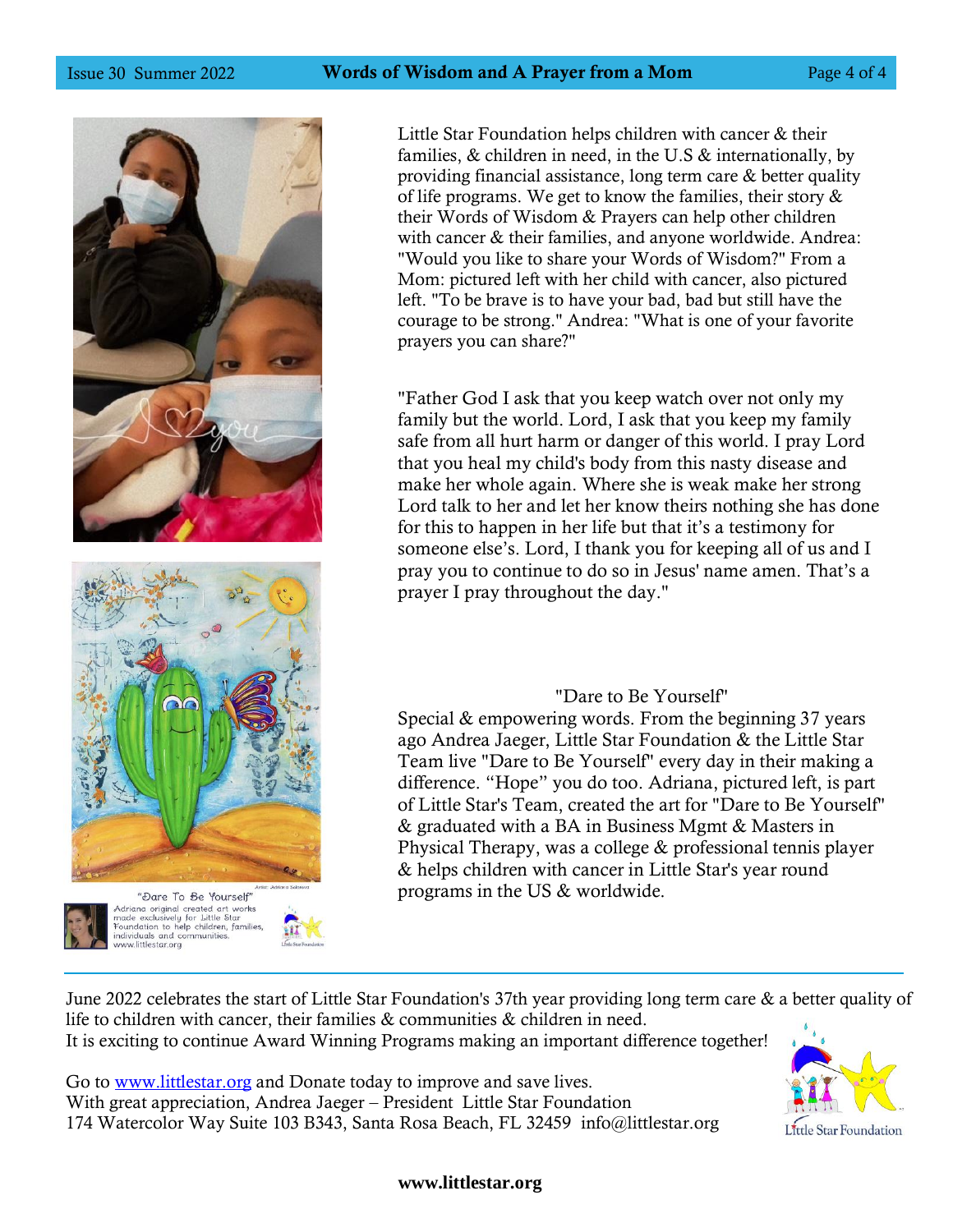# Words of Wisdom and A Prayer from a Mom

Little Star Foundation helps children with cancer & their families, & children in need, in the U.S & internationally, by providing financial assistance, long term care & better quality of life programs. We get to know the families, their story & their Words of Wisdom & Prayers can help other children with cancer & their families, and anyone worldwide. Andrea: "Would you like to share your Words of Wisdom?" From a Mom: pictured left with her child with cancer, also pictured left. "To be brave is to have your bad, bad but still have the courage to be strong." Andrea: "What is one of your favorite prayers you can share?"

"Father God I ask that you keep watch over not only my family but the world. Lord, I ask that you keep my family safe from all hurt harm or danger of this world. I pray Lord that you heal my child's body from this nasty disease and make her whole again. Where she is weak make her strong Lord talk to her and let her know theirs nothing she has done for this to happen in her life but that it's a testimony for someone else's. Lord, I thank you for keeping all of us and I pray you to continue to do so in Jesus' name amen. That's a prayer I pray throughout the day."

"Dare to Be Yourself"

Special & empowering words. From the beginning 37 years ago Andrea Jaeger, Little Star Foundation & the Little Star Team live "Dare to Be Yourself" every day in their making a difference. "Hope" you do too. Adriana, pictured left, is part of Little Star's Team, created the art for "Dare to Be Yourself" & graduated with a BA in Business Mgmt & Masters in Physical Therapy, was a college & professional tennis player & helps children with cancer in Little Star's year round programs in the US & worldwide.

"Dare To Be Yourself"

Adriana original created art works made exclusively for Little Star Foundation to help children, families, individuals and communities. www.littlestar.org

---

June 2022 celebrates the start of Little Star Foundation's 37th year providing long term care & a better quality of life to children with cancer, their families & communities & children in need.

It is exciting to continue Award Winning Programs making an important difference together!

Go to www.littlestar.org and Donate today to improve and save lives.

With great appreciation, Andrea Jaeger – President Little Star Foundation

174 Watercolor Way Suite 103 B343, Santa Rosa Beach, FL 32459 info@littlestar.org

**www.littlestar.org**